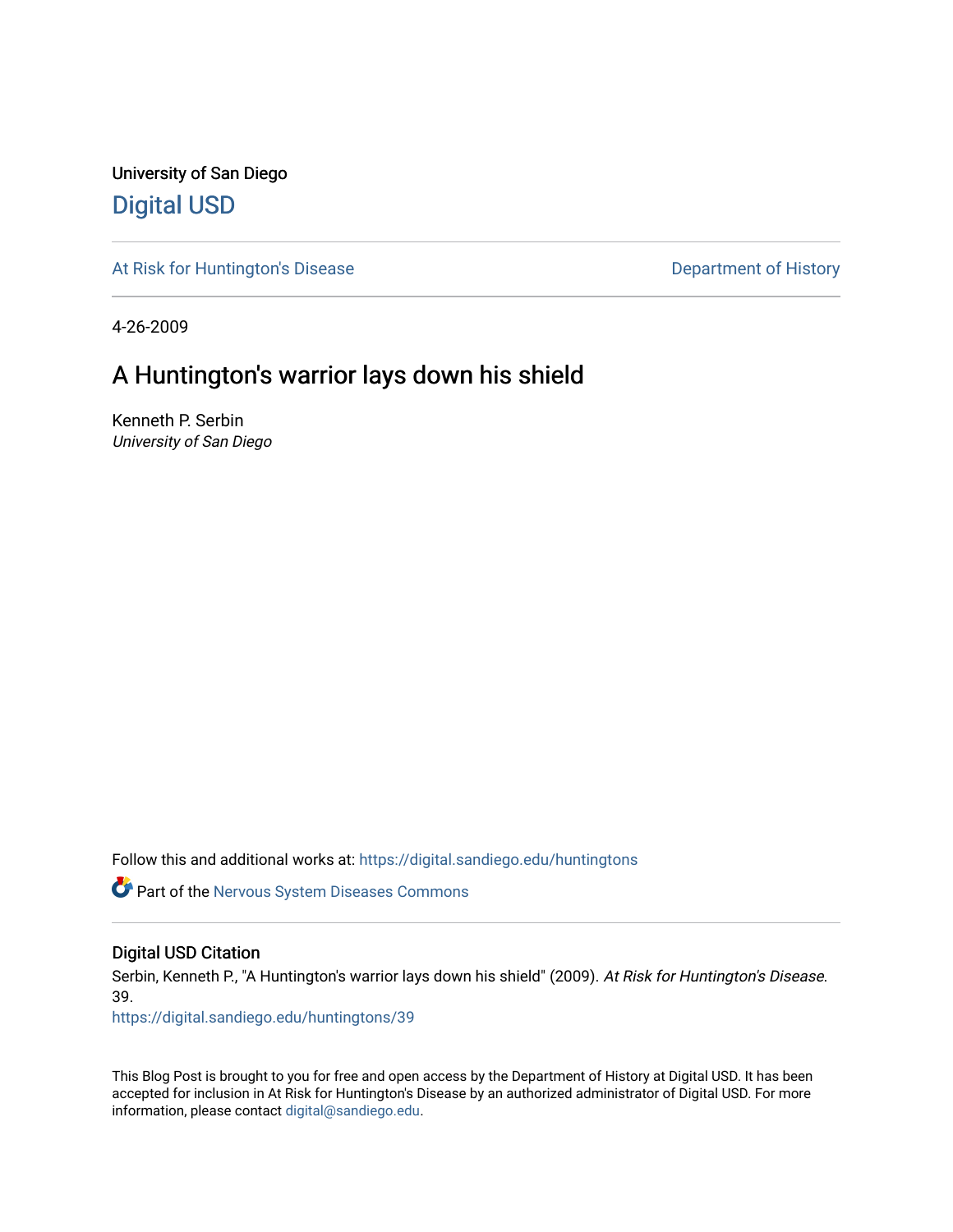University of San Diego

# Digital USD

At Risk for Huntington's Disease

Department of History

4-26-2009

# A Huntington's warrior lays down his shield

Kenneth P. Serbin
*University of San Diego*

Follow this and additional works at: https://digital.sandiego.edu/huntingtons

Part of the Nervous System Diseases Commons

## Digital USD Citation

Serbin, Kenneth P., "A Huntington's warrior lays down his shield" (2009). *At Risk for Huntington's Disease*. 39.
https://digital.sandiego.edu/huntingtons/39

This Blog Post is brought to you for free and open access by the Department of History at Digital USD. It has been accepted for inclusion in At Risk for Huntington's Disease by an authorized administrator of Digital USD. For more information, please contact digital@sandiego.edu.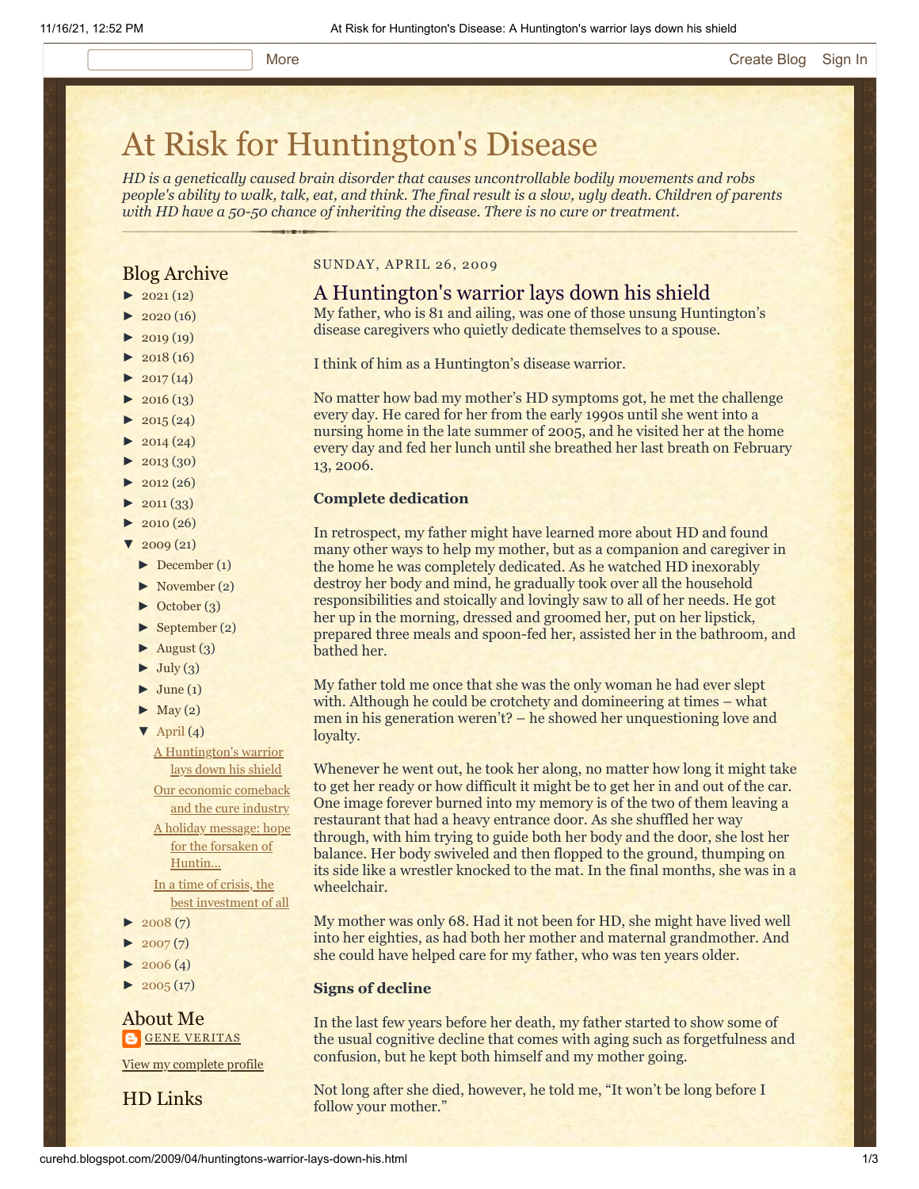More Create Blog Sign In

# At Risk for Huntington's Disease

*HD is a genetically caused brain disorder that causes uncontrollable bodily movements and robs people's ability to walk, talk, eat, and think. The final result is a slow, ugly death. Children of parents with HD have a 50-50 chance of inheriting the disease. There is no cure or treatment.*

## Blog Archive

- ► 2021 (12)
- ► 2020 (16)
- ► 2019 (19)
- ► 2018 (16)
- ► 2017 (14)
- ► 2016 (13)
- ► 2015 (24)
- ► 2014 (24)
- ► 2013 (30)
- ► 2012 (26)
- ► 2011 (33)
- ► 2010 (26)
- ▼ 2009 (21)
  - ► December (1)
  - ► November (2)
  - ► October (3)
  - ► September (2)
  - ► August (3)
  - ► July (3)
  - ► June (1)
  - ► May (2)
  - ▼ April (4)
    - A Huntington's warrior lays down his shield
    - Our economic comeback and the cure industry
    - A holiday message: hope for the forsaken of Huntin...
    - In a time of crisis, the best investment of all
- ► 2008 (7)
- ► 2007 (7)
- ► 2006 (4)
- ► 2005 (17)

## About Me

GENE VERITAS

View my complete profile

## HD Links

SUNDAY, APRIL 26, 2009

## A Huntington's warrior lays down his shield

My father, who is 81 and ailing, was one of those unsung Huntington's disease caregivers who quietly dedicate themselves to a spouse.

I think of him as a Huntington's disease warrior.

No matter how bad my mother's HD symptoms got, he met the challenge every day. He cared for her from the early 1990s until she went into a nursing home in the late summer of 2005, and he visited her at the home every day and fed her lunch until she breathed her last breath on February 13, 2006.

**Complete dedication**

In retrospect, my father might have learned more about HD and found many other ways to help my mother, but as a companion and caregiver in the home he was completely dedicated. As he watched HD inexorably destroy her body and mind, he gradually took over all the household responsibilities and stoically and lovingly saw to all of her needs. He got her up in the morning, dressed and groomed her, put on her lipstick, prepared three meals and spoon-fed her, assisted her in the bathroom, and bathed her.

My father told me once that she was the only woman he had ever slept with. Although he could be crotchety and domineering at times – what men in his generation weren't? – he showed her unquestioning love and loyalty.

Whenever he went out, he took her along, no matter how long it might take to get her ready or how difficult it might be to get her in and out of the car. One image forever burned into my memory is of the two of them leaving a restaurant that had a heavy entrance door. As she shuffled her way through, with him trying to guide both her body and the door, she lost her balance. Her body swiveled and then flopped to the ground, thumping on its side like a wrestler knocked to the mat. In the final months, she was in a wheelchair.

My mother was only 68. Had it not been for HD, she might have lived well into her eighties, as had both her mother and maternal grandmother. And she could have helped care for my father, who was ten years older.

**Signs of decline**

In the last few years before her death, my father started to show some of the usual cognitive decline that comes with aging such as forgetfulness and confusion, but he kept both himself and my mother going.

Not long after she died, however, he told me, "It won't be long before I follow your mother."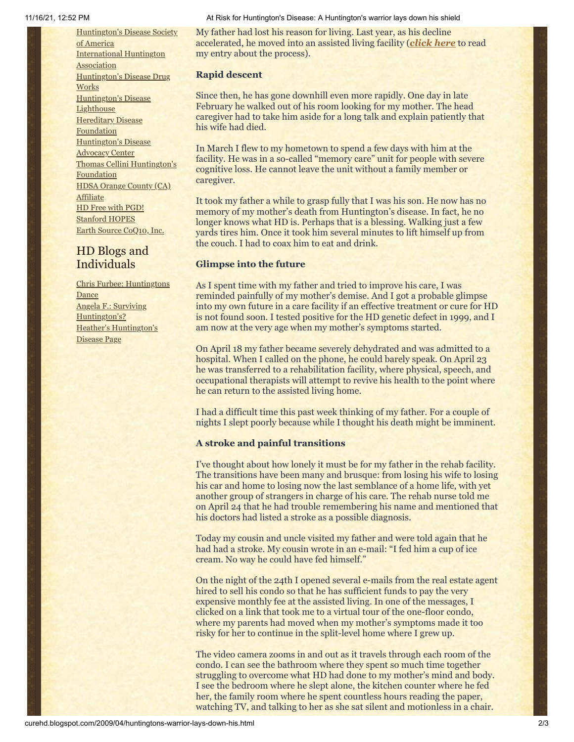[Huntington's Disease Society of America](#)
[International Huntington Association](#)
[Huntington's Disease Drug Works](#)
[Huntington's Disease Lighthouse](#)
[Hereditary Disease Foundation](#)
[Huntington's Disease Advocacy Center](#)
[Thomas Cellini Huntington's Foundation](#)
[HDSA Orange County (CA) Affiliate](#)
[HD Free with PGD!](#)
[Stanford HOPES](#)
[Earth Source CoQ10, Inc.](#)

## HD Blogs and Individuals

[Chris Furbee: Huntingtons Dance](#)
[Angela F.: Surviving Huntington's?](#)
[Heather's Huntington's Disease Page](#)

My father had lost his reason for living. Last year, as his decline accelerated, he moved into an assisted living facility (***click here*** to read my entry about the process).

**Rapid descent**

Since then, he has gone downhill even more rapidly. One day in late February he walked out of his room looking for my mother. The head caregiver had to take him aside for a long talk and explain patiently that his wife had died.

In March I flew to my hometown to spend a few days with him at the facility. He was in a so-called "memory care" unit for people with severe cognitive loss. He cannot leave the unit without a family member or caregiver.

It took my father a while to grasp fully that I was his son. He now has no memory of my mother's death from Huntington's disease. In fact, he no longer knows what HD is. Perhaps that is a blessing. Walking just a few yards tires him. Once it took him several minutes to lift himself up from the couch. I had to coax him to eat and drink.

**Glimpse into the future**

As I spent time with my father and tried to improve his care, I was reminded painfully of my mother's demise. And I got a probable glimpse into my own future in a care facility if an effective treatment or cure for HD is not found soon. I tested positive for the HD genetic defect in 1999, and I am now at the very age when my mother's symptoms started.

On April 18 my father became severely dehydrated and was admitted to a hospital. When I called on the phone, he could barely speak. On April 23 he was transferred to a rehabilitation facility, where physical, speech, and occupational therapists will attempt to revive his health to the point where he can return to the assisted living home.

I had a difficult time this past week thinking of my father. For a couple of nights I slept poorly because while I thought his death might be imminent.

**A stroke and painful transitions**

I've thought about how lonely it must be for my father in the rehab facility. The transitions have been many and brusque: from losing his wife to losing his car and home to losing now the last semblance of a home life, with yet another group of strangers in charge of his care. The rehab nurse told me on April 24 that he had trouble remembering his name and mentioned that his doctors had listed a stroke as a possible diagnosis.

Today my cousin and uncle visited my father and were told again that he had had a stroke. My cousin wrote in an e-mail: "I fed him a cup of ice cream. No way he could have fed himself."

On the night of the 24th I opened several e-mails from the real estate agent hired to sell his condo so that he has sufficient funds to pay the very expensive monthly fee at the assisted living. In one of the messages, I clicked on a link that took me to a virtual tour of the one-floor condo, where my parents had moved when my mother's symptoms made it too risky for her to continue in the split-level home where I grew up.

The video camera zooms in and out as it travels through each room of the condo. I can see the bathroom where they spent so much time together struggling to overcome what HD had done to my mother's mind and body. I see the bedroom where he slept alone, the kitchen counter where he fed her, the family room where he spent countless hours reading the paper, watching TV, and talking to her as she sat silent and motionless in a chair.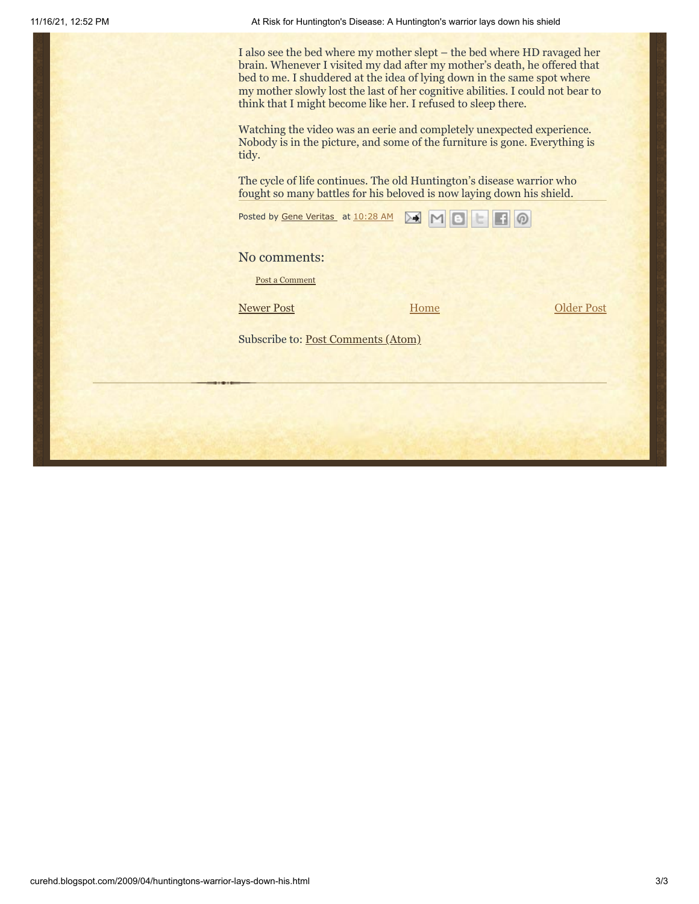I also see the bed where my mother slept – the bed where HD ravaged her brain. Whenever I visited my dad after my mother's death, he offered that bed to me. I shuddered at the idea of lying down in the same spot where my mother slowly lost the last of her cognitive abilities. I could not bear to think that I might become like her. I refused to sleep there.

Watching the video was an eerie and completely unexpected experience. Nobody is in the picture, and some of the furniture is gone. Everything is tidy.

The cycle of life continues. The old Huntington's disease warrior who fought so many battles for his beloved is now laying down his shield.

Posted by Gene Veritas at 10:28 AM

## No comments:

Post a Comment

Newer Post | Home | Older Post

Subscribe to: Post Comments (Atom)